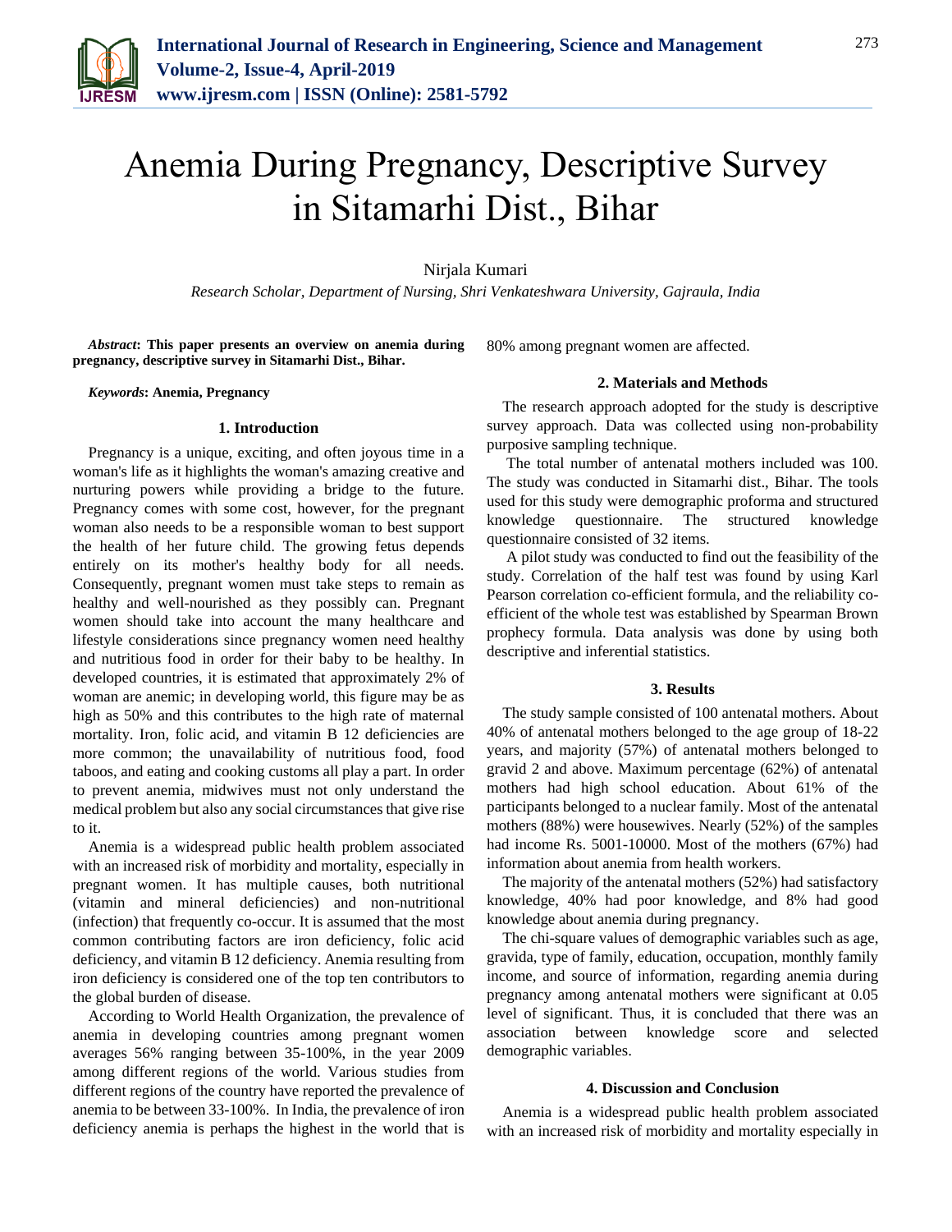# Anemia During Pregnancy, Descriptive Survey in Sitamarhi Dist., Bihar

Nirjala Kumari

*Research Scholar, Department of Nursing, Shri Venkateshwara University, Gajraula, India*

***Abstract*: This paper presents an overview on anemia during pregnancy, descriptive survey in Sitamarhi Dist., Bihar.**

***Keywords*: Anemia, Pregnancy**

## 1. Introduction

Pregnancy is a unique, exciting, and often joyous time in a woman's life as it highlights the woman's amazing creative and nurturing powers while providing a bridge to the future. Pregnancy comes with some cost, however, for the pregnant woman also needs to be a responsible woman to best support the health of her future child. The growing fetus depends entirely on its mother's healthy body for all needs. Consequently, pregnant women must take steps to remain as healthy and well-nourished as they possibly can. Pregnant women should take into account the many healthcare and lifestyle considerations since pregnancy women need healthy and nutritious food in order for their baby to be healthy. In developed countries, it is estimated that approximately 2% of woman are anemic; in developing world, this figure may be as high as 50% and this contributes to the high rate of maternal mortality. Iron, folic acid, and vitamin B 12 deficiencies are more common; the unavailability of nutritious food, food taboos, and eating and cooking customs all play a part. In order to prevent anemia, midwives must not only understand the medical problem but also any social circumstances that give rise to it.

Anemia is a widespread public health problem associated with an increased risk of morbidity and mortality, especially in pregnant women. It has multiple causes, both nutritional (vitamin and mineral deficiencies) and non-nutritional (infection) that frequently co-occur. It is assumed that the most common contributing factors are iron deficiency, folic acid deficiency, and vitamin B 12 deficiency. Anemia resulting from iron deficiency is considered one of the top ten contributors to the global burden of disease.

According to World Health Organization, the prevalence of anemia in developing countries among pregnant women averages 56% ranging between 35-100%, in the year 2009 among different regions of the world. Various studies from different regions of the country have reported the prevalence of anemia to be between 33-100%. In India, the prevalence of iron deficiency anemia is perhaps the highest in the world that is 80% among pregnant women are affected.

## 2. Materials and Methods

The research approach adopted for the study is descriptive survey approach. Data was collected using non-probability purposive sampling technique.

The total number of antenatal mothers included was 100. The study was conducted in Sitamarhi dist., Bihar. The tools used for this study were demographic proforma and structured knowledge questionnaire. The structured knowledge questionnaire consisted of 32 items.

A pilot study was conducted to find out the feasibility of the study. Correlation of the half test was found by using Karl Pearson correlation co-efficient formula, and the reliability co-efficient of the whole test was established by Spearman Brown prophecy formula. Data analysis was done by using both descriptive and inferential statistics.

## 3. Results

The study sample consisted of 100 antenatal mothers. About 40% of antenatal mothers belonged to the age group of 18-22 years, and majority (57%) of antenatal mothers belonged to gravid 2 and above. Maximum percentage (62%) of antenatal mothers had high school education. About 61% of the participants belonged to a nuclear family. Most of the antenatal mothers (88%) were housewives. Nearly (52%) of the samples had income Rs. 5001-10000. Most of the mothers (67%) had information about anemia from health workers.

The majority of the antenatal mothers (52%) had satisfactory knowledge, 40% had poor knowledge, and 8% had good knowledge about anemia during pregnancy.

The chi-square values of demographic variables such as age, gravida, type of family, education, occupation, monthly family income, and source of information, regarding anemia during pregnancy among antenatal mothers were significant at 0.05 level of significant. Thus, it is concluded that there was an association between knowledge score and selected demographic variables.

## 4. Discussion and Conclusion

Anemia is a widespread public health problem associated with an increased risk of morbidity and mortality especially in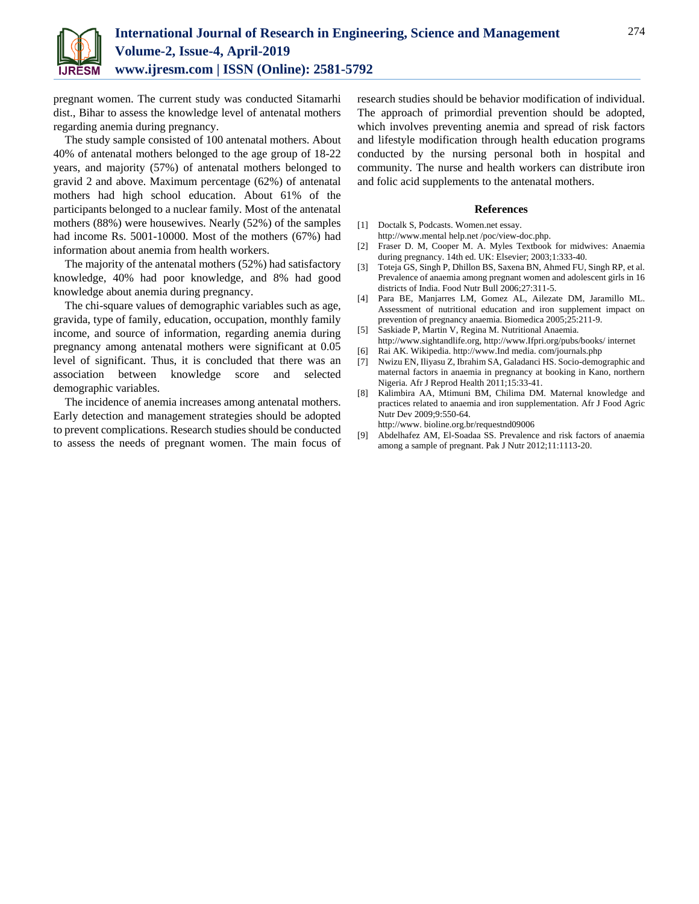pregnant women. The current study was conducted Sitamarhi dist., Bihar to assess the knowledge level of antenatal mothers regarding anemia during pregnancy.

The study sample consisted of 100 antenatal mothers. About 40% of antenatal mothers belonged to the age group of 18-22 years, and majority (57%) of antenatal mothers belonged to gravid 2 and above. Maximum percentage (62%) of antenatal mothers had high school education. About 61% of the participants belonged to a nuclear family. Most of the antenatal mothers (88%) were housewives. Nearly (52%) of the samples had income Rs. 5001-10000. Most of the mothers (67%) had information about anemia from health workers.

The majority of the antenatal mothers (52%) had satisfactory knowledge, 40% had poor knowledge, and 8% had good knowledge about anemia during pregnancy.

The chi-square values of demographic variables such as age, gravida, type of family, education, occupation, monthly family income, and source of information, regarding anemia during pregnancy among antenatal mothers were significant at 0.05 level of significant. Thus, it is concluded that there was an association between knowledge score and selected demographic variables.

The incidence of anemia increases among antenatal mothers. Early detection and management strategies should be adopted to prevent complications. Research studies should be conducted to assess the needs of pregnant women. The main focus of research studies should be behavior modification of individual. The approach of primordial prevention should be adopted, which involves preventing anemia and spread of risk factors and lifestyle modification through health education programs conducted by the nursing personal both in hospital and community. The nurse and health workers can distribute iron and folic acid supplements to the antenatal mothers.

## References

[1] Doctalk S, Podcasts. Women.net essay. http://www.mental help.net /poc/view-doc.php.

[2] Fraser D. M, Cooper M. A. Myles Textbook for midwives: Anaemia during pregnancy. 14th ed. UK: Elsevier; 2003;1:333-40.

[3] Toteja GS, Singh P, Dhillon BS, Saxena BN, Ahmed FU, Singh RP, et al. Prevalence of anaemia among pregnant women and adolescent girls in 16 districts of India. Food Nutr Bull 2006;27:311-5.

[4] Para BE, Manjarres LM, Gomez AL, Ailezate DM, Jaramillo ML. Assessment of nutritional education and iron supplement impact on prevention of pregnancy anaemia. Biomedica 2005;25:211-9.

[5] Saskiade P, Martin V, Regina M. Nutritional Anaemia. http://www.sightandlife.org, http://www.Ifpri.org/pubs/books/ internet

[6] Rai AK. Wikipedia. http://www.Ind media. com/journals.php

[7] Nwizu EN, Iliyasu Z, Ibrahim SA, Galadanci HS. Socio-demographic and maternal factors in anaemia in pregnancy at booking in Kano, northern Nigeria. Afr J Reprod Health 2011;15:33-41.

[8] Kalimbira AA, Mtimuni BM, Chilima DM. Maternal knowledge and practices related to anaemia and iron supplementation. Afr J Food Agric Nutr Dev 2009;9:550-64. http://www. bioline.org.br/requestnd09006

[9] Abdelhafez AM, El-Soadaa SS. Prevalence and risk factors of anaemia among a sample of pregnant. Pak J Nutr 2012;11:1113-20.